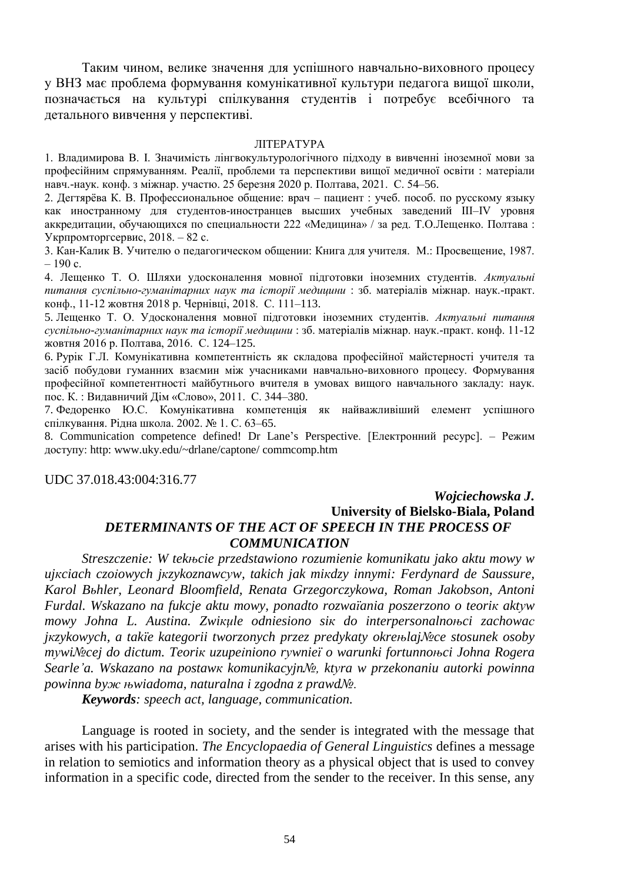Таким чином, велике значення для успішного навчально-виховного процесу у ВНЗ має проблема формування комунікативної культури педагога вищої школи, позначається на культурі спілкування студентів і потребує всебічного та детального вивчення у перспективі.

ЛІТЕРАТУРА

1. Владимирова В. І. Значимість лінгвокультурологічного підходу в вивченні іноземної мови за професійним спрямуванням. Реалії, проблеми та перспективи вищої медичної освіти : матеріали навч.-наук. конф. з міжнар. участю. 25 березня 2020 р. Полтава, 2021. С. 54–56.
2. Дегтярёва К. В. Профессиональное общение: врач – пациент : учеб. пособ. по русскому языку как иностранному для студентов-иностранцев высших учебных заведений III–IV уровня аккредитации, обучающихся по специальности 222 «Медицина» / за ред. Т.О.Лещенко. Полтава : Укрпромторгсервис, 2018. – 82 с.
3. Кан-Калик В. Учителю о педагогическом общении: Книга для учителя. М.: Просвещение, 1987. – 190 с.
4. Лещенко Т. О. Шляхи удосконалення мовної підготовки іноземних студентів. *Актуальні питання суспільно-гуманітарних наук та історії медицини* : зб. матеріалів міжнар. наук.-практ. конф., 11-12 жовтня 2018 р. Чернівці, 2018. С. 111–113.
5. Лещенко Т. О. Удосконалення мовної підготовки іноземних студентів. *Актуальні питання суспільно-гуманітарних наук та історії медицини* : зб. матеріалів міжнар. наук.-практ. конф. 11-12 жовтня 2016 р. Полтава, 2016. С. 124–125.
6. Рурік Г.Л. Комунікативна компетентність як складова професійної майстерності учителя та засіб побудови гуманних взаємин між учасниками навчально-виховного процесу. Формування професійної компетентності майбутнього вчителя в умовах вищого навчального закладу: наук. пос. К. : Видавничий Дім «Слово», 2011. С. 344–380.
7. Федоренко Ю.С. Комунікативна компетенція як найважливіший елемент успішного спілкування. Рідна школа. 2002. № 1. С. 63–65.
8. Communication competence defined! Dr Lane's Perspective. [Електронний ресурс]. – Режим доступу: http: www.uky.edu/~drlane/captone/ commcomp.htm

UDC 37.018.43:004:316.77

***Wojciechowska J.***
**University of Bielsko-Biala, Poland**

## *DETERMINANTS OF THE ACT OF SPEECH IN THE PROCESS OF COMMUNICATION*

*Streszczenie: W tekњcie przedstawiono rozumienie komunikatu jako aktu mowy w ujкciach czoiowych jкzykoznawcуw, takich jak miкdzy innymi: Ferdynard de Saussure, Karol Bьhler, Leonard Bloomfield, Renata Grzegorczykowa, Roman Jakobson, Antoni Furdal. Wskazano na fukcje aktu mowy, ponadto rozwaїania poszerzono o teoriк aktуw mowy Johna L. Austina. Zwikцle odniesiono siк do interpersonalnoњci zachowaс jкzykowych, a takїe kategorii tworzonych przez predykaty okreњlaj№ce stosunek osoby mywi№cej do dictum. Teoriк uzupeiniono rywnieї o warunki fortunnoњci Johna Rogera Searle'a. Wskazano na postawк komunikacyjn№, ktуra w przekonaniu autorki powinna powinna byж њwiadoma, naturalna i zgodna z prawd№.*

***Keywords****: speech act, language, communication.*

Language is rooted in society, and the sender is integrated with the message that arises with his participation. *The Encyclopaedia of General Linguistics* defines a message in relation to semiotics and information theory as a physical object that is used to convey information in a specific code, directed from the sender to the receiver. In this sense, any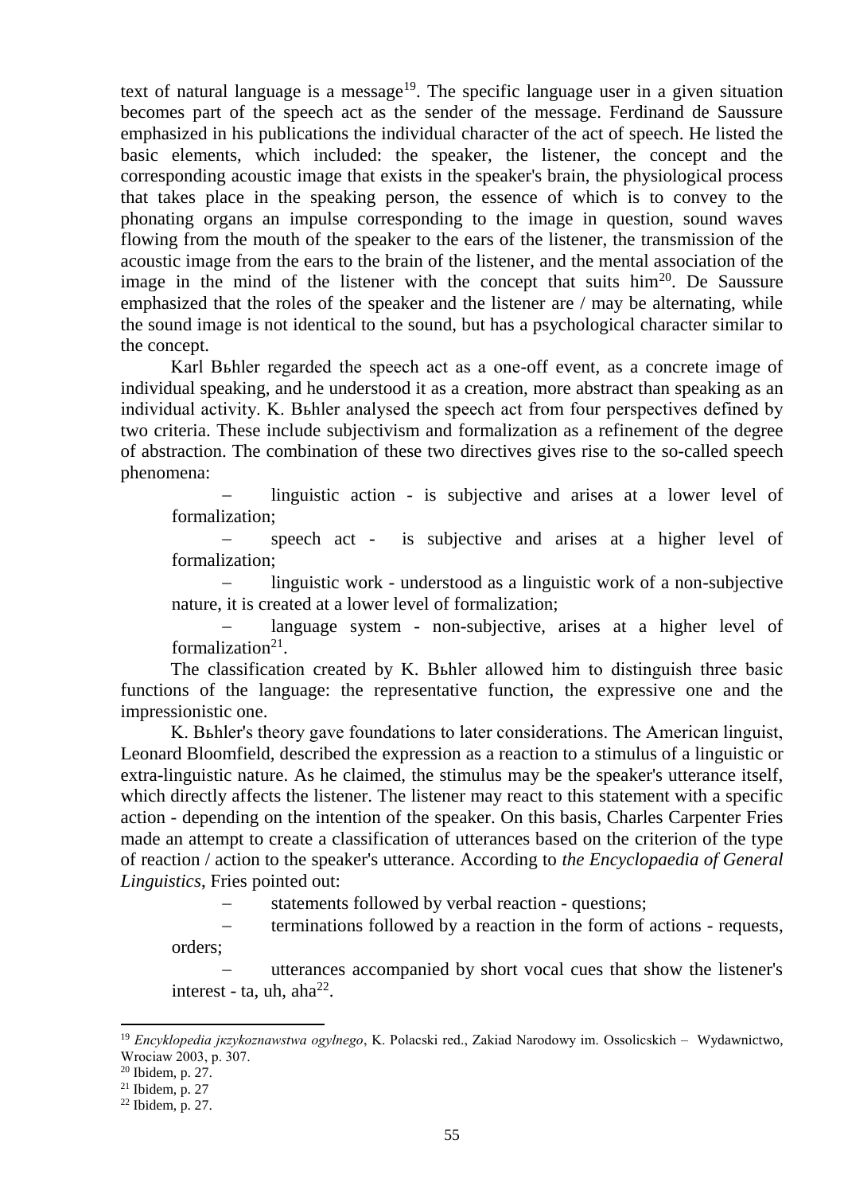text of natural language is a message[19]. The specific language user in a given situation becomes part of the speech act as the sender of the message. Ferdinand de Saussure emphasized in his publications the individual character of the act of speech. He listed the basic elements, which included: the speaker, the listener, the concept and the corresponding acoustic image that exists in the speaker's brain, the physiological process that takes place in the speaking person, the essence of which is to convey to the phonating organs an impulse corresponding to the image in question, sound waves flowing from the mouth of the speaker to the ears of the listener, the transmission of the acoustic image from the ears to the brain of the listener, and the mental association of the image in the mind of the listener with the concept that suits him[20]. De Saussure emphasized that the roles of the speaker and the listener are / may be alternating, while the sound image is not identical to the sound, but has a psychological character similar to the concept.

Karl Bьhler regarded the speech act as a one-off event, as a concrete image of individual speaking, and he understood it as a creation, more abstract than speaking as an individual activity. K. Bьhler analysed the speech act from four perspectives defined by two criteria. These include subjectivism and formalization as a refinement of the degree of abstraction. The combination of these two directives gives rise to the so-called speech phenomena:

- linguistic action - is subjective and arises at a lower level of formalization;
- speech act - is subjective and arises at a higher level of formalization;
- linguistic work - understood as a linguistic work of a non-subjective nature, it is created at a lower level of formalization;
- language system - non-subjective, arises at a higher level of formalization[21].

The classification created by K. Bьhler allowed him to distinguish three basic functions of the language: the representative function, the expressive one and the impressionistic one.

K. Bьhler's theory gave foundations to later considerations. The American linguist, Leonard Bloomfield, described the expression as a reaction to a stimulus of a linguistic or extra-linguistic nature. As he claimed, the stimulus may be the speaker's utterance itself, which directly affects the listener. The listener may react to this statement with a specific action - depending on the intention of the speaker. On this basis, Charles Carpenter Fries made an attempt to create a classification of utterances based on the criterion of the type of reaction / action to the speaker's utterance. According to *the Encyclopaedia of General Linguistics*, Fries pointed out:

- statements followed by verbal reaction - questions;
- terminations followed by a reaction in the form of actions - requests, orders;
- utterances accompanied by short vocal cues that show the listener's interest - ta, uh, aha[22].

---

[19] *Encyklopedia jкzykoznawstwa ogylnego*, K. Polacski red., Zakiad Narodowy im. Ossolicskich – Wydawnictwo, Wrociaw 2003, p. 307.

[20] Ibidem, p. 27.

[21] Ibidem, p. 27

[22] Ibidem, p. 27.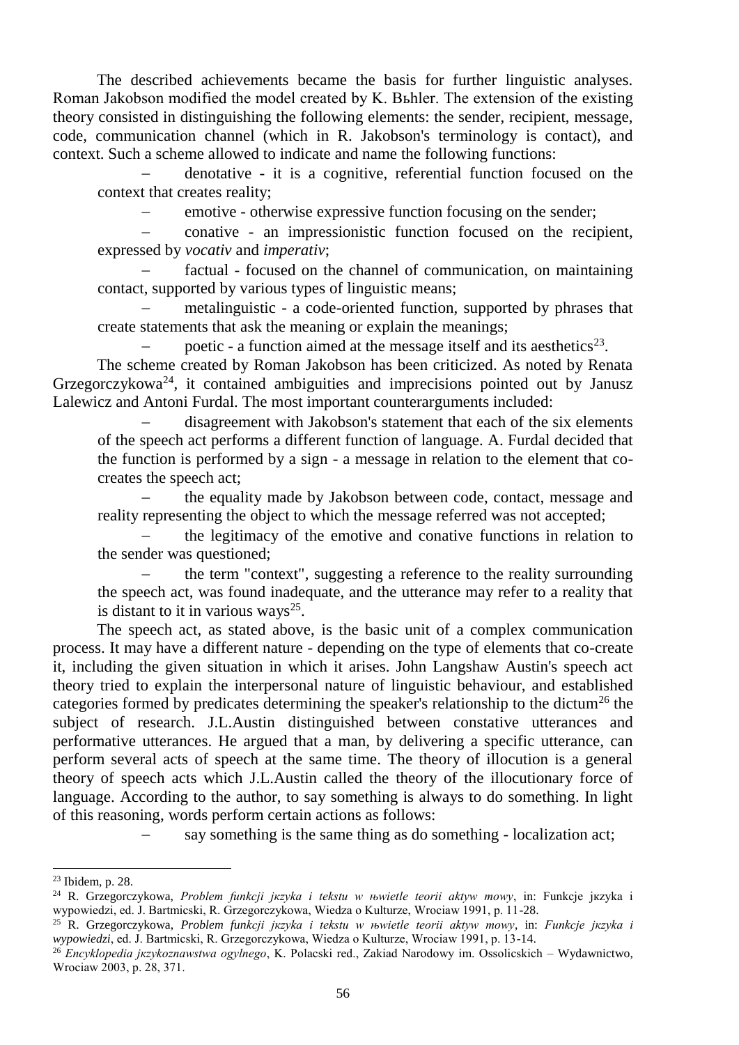The described achievements became the basis for further linguistic analyses. Roman Jakobson modified the model created by K. Bьhler. The extension of the existing theory consisted in distinguishing the following elements: the sender, recipient, message, code, communication channel (which in R. Jakobson's terminology is contact), and context. Such a scheme allowed to indicate and name the following functions:

- denotative - it is a cognitive, referential function focused on the context that creates reality;
- emotive - otherwise expressive function focusing on the sender;
- conative - an impressionistic function focused on the recipient, expressed by *vocativ* and *imperativ*;
- factual - focused on the channel of communication, on maintaining contact, supported by various types of linguistic means;
- metalinguistic - a code-oriented function, supported by phrases that create statements that ask the meaning or explain the meanings;
- poetic - a function aimed at the message itself and its aesthetics[23].

The scheme created by Roman Jakobson has been criticized. As noted by Renata Grzegorczykowa[24], it contained ambiguities and imprecisions pointed out by Janusz Lalewicz and Antoni Furdal. The most important counterarguments included:

- disagreement with Jakobson's statement that each of the six elements of the speech act performs a different function of language. A. Furdal decided that the function is performed by a sign - a message in relation to the element that co-creates the speech act;
- the equality made by Jakobson between code, contact, message and reality representing the object to which the message referred was not accepted;
- the legitimacy of the emotive and conative functions in relation to the sender was questioned;
- the term "context", suggesting a reference to the reality surrounding the speech act, was found inadequate, and the utterance may refer to a reality that is distant to it in various ways[25].

The speech act, as stated above, is the basic unit of a complex communication process. It may have a different nature - depending on the type of elements that co-create it, including the given situation in which it arises. John Langshaw Austin's speech act theory tried to explain the interpersonal nature of linguistic behaviour, and established categories formed by predicates determining the speaker's relationship to the dictum[26] the subject of research. J.L.Austin distinguished between constative utterances and performative utterances. He argued that a man, by delivering a specific utterance, can perform several acts of speech at the same time. The theory of illocution is a general theory of speech acts which J.L.Austin called the theory of the illocutionary force of language. According to the author, to say something is always to do something. In light of this reasoning, words perform certain actions as follows:

- say something is the same thing as do something - localization act;

---

[23] Ibidem, p. 28.

[24] R. Grzegorczykowa, *Problem funkcji jкzyka i tekstu w њwietle teorii aktyw mowy*, in: Funkcje jкzyka i wypowiedzi, ed. J. Bartmicski, R. Grzegorczykowa, Wiedza o Kulturze, Wrociaw 1991, p. 11-28.

[25] R. Grzegorczykowa, *Problem funkcji jкzyka i tekstu w њwietle teorii aktyw mowy*, in: *Funkcje jкzyka i wypowiedzi*, ed. J. Bartmicski, R. Grzegorczykowa, Wiedza o Kulturze, Wrociaw 1991, p. 13-14.

[26] *Encyklopedia jкzykoznawstwa ogylnego*, K. Polacski red., Zakiad Narodowy im. Ossolicskich – Wydawnictwo, Wrociaw 2003, p. 28, 371.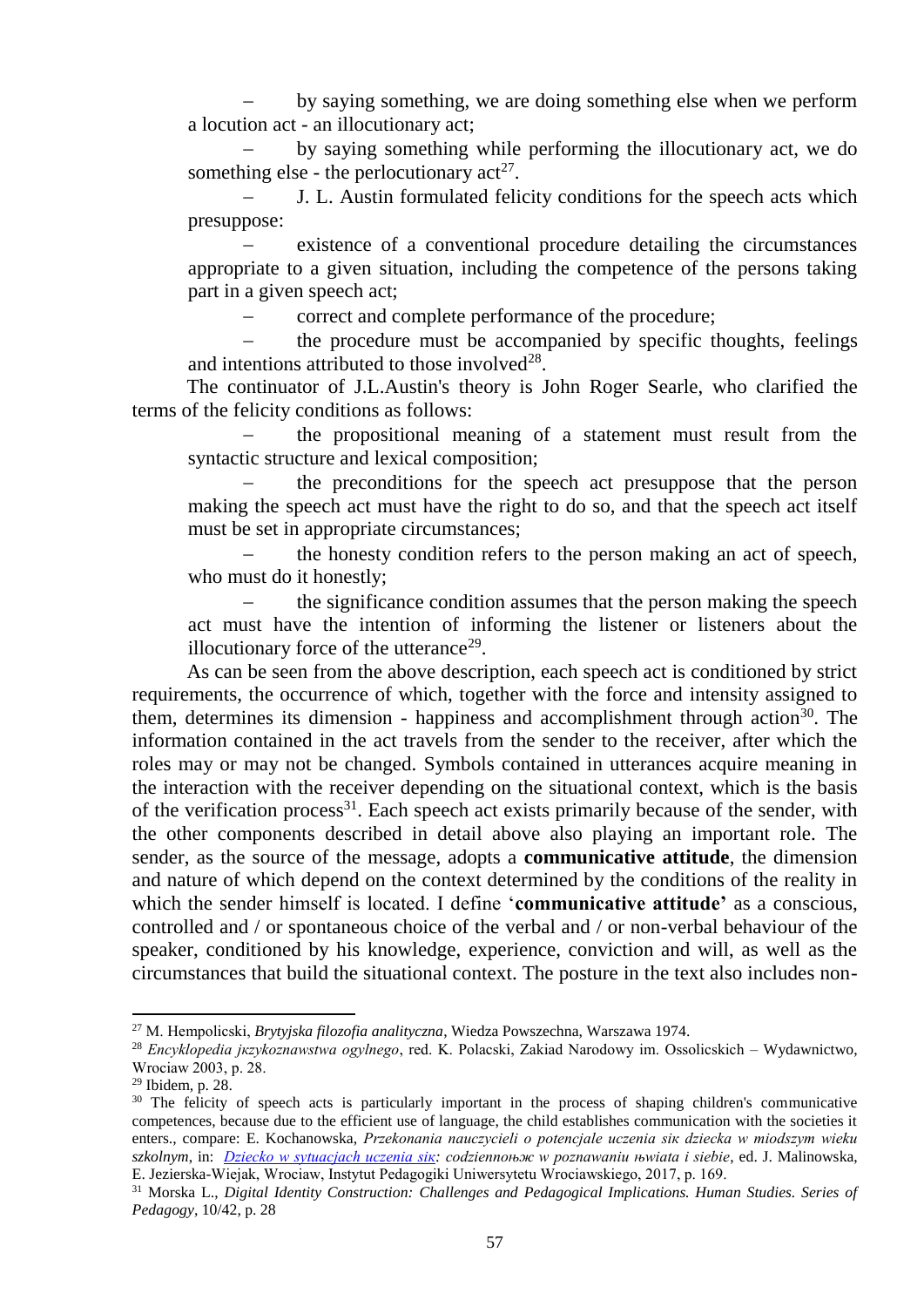– by saying something, we are doing something else when we perform a locution act - an illocutionary act;

– by saying something while performing the illocutionary act, we do something else - the perlocutionary act[27].

– J. L. Austin formulated felicity conditions for the speech acts which presuppose:

– existence of a conventional procedure detailing the circumstances appropriate to a given situation, including the competence of the persons taking part in a given speech act;

– correct and complete performance of the procedure;

– the procedure must be accompanied by specific thoughts, feelings and intentions attributed to those involved[28].

The continuator of J.L.Austin's theory is John Roger Searle, who clarified the terms of the felicity conditions as follows:

– the propositional meaning of a statement must result from the syntactic structure and lexical composition;

– the preconditions for the speech act presuppose that the person making the speech act must have the right to do so, and that the speech act itself must be set in appropriate circumstances;

– the honesty condition refers to the person making an act of speech, who must do it honestly;

– the significance condition assumes that the person making the speech act must have the intention of informing the listener or listeners about the illocutionary force of the utterance[29].

As can be seen from the above description, each speech act is conditioned by strict requirements, the occurrence of which, together with the force and intensity assigned to them, determines its dimension - happiness and accomplishment through action[30]. The information contained in the act travels from the sender to the receiver, after which the roles may or may not be changed. Symbols contained in utterances acquire meaning in the interaction with the receiver depending on the situational context, which is the basis of the verification process[31]. Each speech act exists primarily because of the sender, with the other components described in detail above also playing an important role. The sender, as the source of the message, adopts a **communicative attitude**, the dimension and nature of which depend on the context determined by the conditions of the reality in which the sender himself is located. I define '**communicative attitude'** as a conscious, controlled and / or spontaneous choice of the verbal and / or non-verbal behaviour of the speaker, conditioned by his knowledge, experience, conviction and will, as well as the circumstances that build the situational context. The posture in the text also includes non-

---

[27] M. Hempolicski, *Brytyjska filozofia analityczna*, Wiedza Powszechna, Warszawa 1974.

[28] *Encyklopedia jкzykoznawstwa ogуlnego*, red. K. Polacski, Zakiad Narodowy im. Ossolicskich – Wydawnictwo, Wrociaw 2003, p. 28.

[29] Ibidem, p. 28.

[30] The felicity of speech acts is particularly important in the process of shaping children's communicative competences, because due to the efficient use of language, the child establishes communication with the societies it enters., compare: E. Kochanowska, *Przekonania nauczycieli o potencjale uczenia siк dziecka w miodszym wieku szkolnym*, in: *Dziecko w sytuacjach uczenia siк: codziennoњж w poznawaniu њwiata i siebie*, ed. J. Malinowska, E. Jezierska-Wiejak, Wrociaw, Instytut Pedagogiki Uniwersytetu Wrociawskiego, 2017, p. 169.

[31] Morska L., *Digital Identity Construction: Challenges and Pedagogical Implications. Human Studies. Series of Pedagogy*, 10/42, p. 28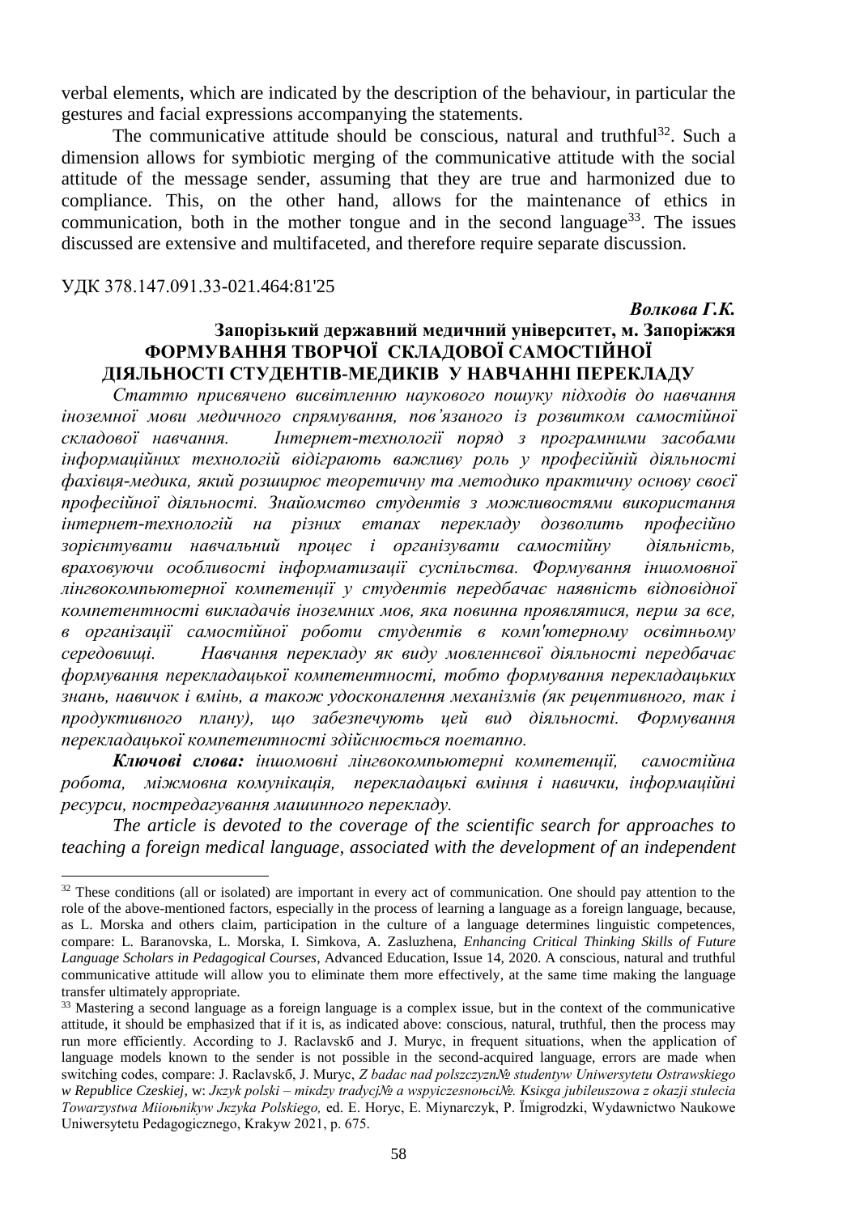verbal elements, which are indicated by the description of the behaviour, in particular the gestures and facial expressions accompanying the statements.

The communicative attitude should be conscious, natural and truthful[32]. Such a dimension allows for symbiotic merging of the communicative attitude with the social attitude of the message sender, assuming that they are true and harmonized due to compliance. This, on the other hand, allows for the maintenance of ethics in communication, both in the mother tongue and in the second language[33]. The issues discussed are extensive and multifaceted, and therefore require separate discussion.

УДК 378.147.091.33-021.464:81'25

***Волкова Г.К.***

**Запорізький державний медичний університет, м. Запоріжжя**

## ФОРМУВАННЯ ТВОРЧОЇ СКЛАДОВОЇ САМОСТІЙНОЇ ДІЯЛЬНОСТІ СТУДЕНТІВ-МЕДИКІВ У НАВЧАННІ ПЕРЕКЛАДУ

*Статтю присвячено висвітленню наукового пошуку підходів до навчання іноземної мови медичного спрямування, пов'язаного із розвитком самостійної складової навчання. Інтернет-технології поряд з програмними засобами інформаційних технологій відіграють важливу роль у професійній діяльності фахівця-медика, який розширює теоретичну та методико практичну основу своєї професійної діяльності. Знайомство студентів з можливостями використання інтернет-технологій на різних етапах перекладу дозволить професійно зорієнтувати навчальний процес і організувати самостійну діяльність, враховуючи особливості інформатизації суспільства. Формування іншомовної лінгвокомп'ютерної компетенції у студентів передбачає наявність відповідної компетентності викладачів іноземних мов, яка повинна проявлятися, перш за все, в організації самостійної роботи студентів в комп'ютерному освітньому середовищі. Навчання перекладу як виду мовленнєвої діяльності передбачає формування перекладацької компетентності, тобто формування перекладацьких знань, навичок і вмінь, а також удосконалення механізмів (як рецептивного, так і продуктивного плану), що забезпечують цей вид діяльності. Формування перекладацької компетентності здійснюється поетапно.*

***Ключові слова:*** *іншомовні лінгвокомп'ютерні компетенції, самостійна робота, міжмовна комунікація, перекладацькі вміння і навички, інформаційні ресурси, постредагування машинного перекладу.*

*The article is devoted to the coverage of the scientific search for approaches to teaching a foreign medical language, associated with the development of an independent*

---

[32] These conditions (all or isolated) are important in every act of communication. One should pay attention to the role of the above-mentioned factors, especially in the process of learning a language as a foreign language, because, as L. Morska and others claim, participation in the culture of a language determines linguistic competences, compare: L. Baranovska, L. Morska, I. Simkova, A. Zasluzhena, *Enhancing Critical Thinking Skills of Future Language Scholars in Pedagogical Courses*, Advanced Education, Issue 14, 2020. A conscious, natural and truthful communicative attitude will allow you to eliminate them more effectively, at the same time making the language transfer ultimately appropriate.

[33] Mastering a second language as a foreign language is a complex issue, but in the context of the communicative attitude, it should be emphasized that if it is, as indicated above: conscious, natural, truthful, then the process may run more efficiently. According to J. Raclavskб and J. Muryc, in frequent situations, when the application of language models known to the sender is not possible in the second-acquired language, errors are made when switching codes, compare: J. Raclavskб, J. Muryc, *Z badac nad polszczyzn№ studentyw Uniwersytetu Ostrawskiego w Republice Czeskiej*, w: *Jкzyk polski – miкdzy tradycj№ a wspyiczesnoњci№. Ksiкga jubileuszowa z okazji stulecia Towarzystwa Miioњnikyw Jкzyka Polskiego,* ed. E. Horyc, E. Miynarczyk, P. Іmigrodzki, Wydawnictwo Naukowe Uniwersytetu Pedagogicznego, Krakyw 2021, p. 675.